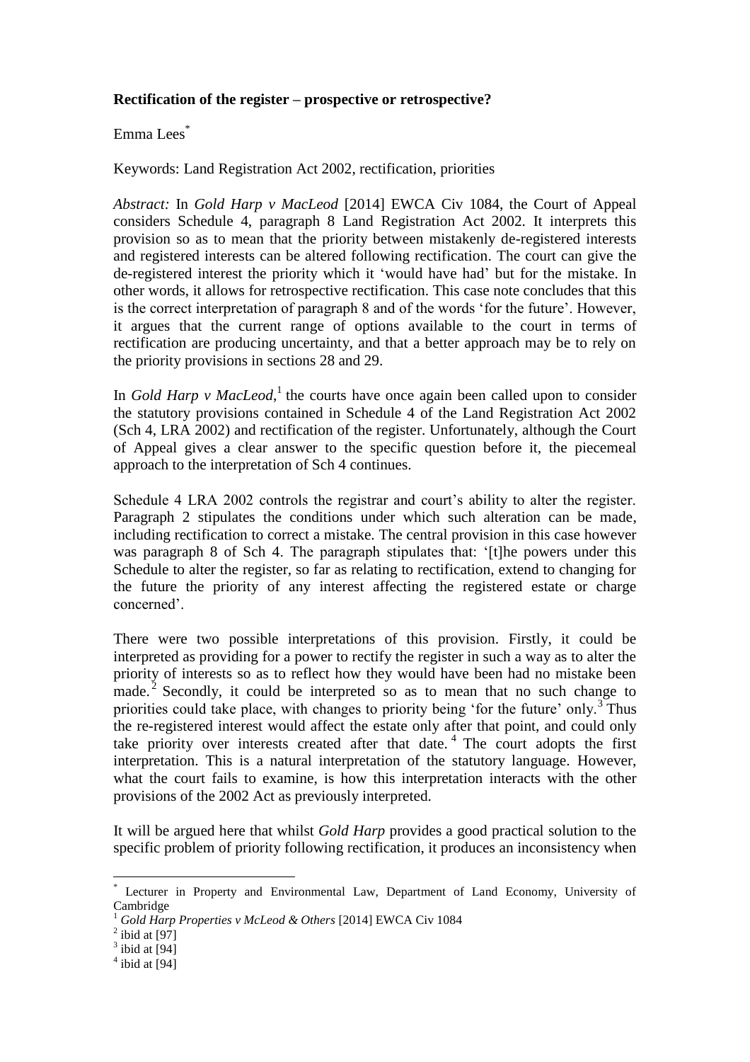**Rectification of the register – prospective or retrospective?**

Emma Lees[*]

Keywords: Land Registration Act 2002, rectification, priorities

*Abstract:* In *Gold Harp v MacLeod* [2014] EWCA Civ 1084, the Court of Appeal considers Schedule 4, paragraph 8 Land Registration Act 2002. It interprets this provision so as to mean that the priority between mistakenly de-registered interests and registered interests can be altered following rectification. The court can give the de-registered interest the priority which it 'would have had' but for the mistake. In other words, it allows for retrospective rectification. This case note concludes that this is the correct interpretation of paragraph 8 and of the words 'for the future'. However, it argues that the current range of options available to the court in terms of rectification are producing uncertainty, and that a better approach may be to rely on the priority provisions in sections 28 and 29.

In *Gold Harp v MacLeod*,[1] the courts have once again been called upon to consider the statutory provisions contained in Schedule 4 of the Land Registration Act 2002 (Sch 4, LRA 2002) and rectification of the register. Unfortunately, although the Court of Appeal gives a clear answer to the specific question before it, the piecemeal approach to the interpretation of Sch 4 continues.

Schedule 4 LRA 2002 controls the registrar and court's ability to alter the register. Paragraph 2 stipulates the conditions under which such alteration can be made, including rectification to correct a mistake. The central provision in this case however was paragraph 8 of Sch 4. The paragraph stipulates that: '[t]he powers under this Schedule to alter the register, so far as relating to rectification, extend to changing for the future the priority of any interest affecting the registered estate or charge concerned'.

There were two possible interpretations of this provision. Firstly, it could be interpreted as providing for a power to rectify the register in such a way as to alter the priority of interests so as to reflect how they would have been had no mistake been made.[2] Secondly, it could be interpreted so as to mean that no such change to priorities could take place, with changes to priority being 'for the future' only.[3] Thus the re-registered interest would affect the estate only after that point, and could only take priority over interests created after that date.[4] The court adopts the first interpretation. This is a natural interpretation of the statutory language. However, what the court fails to examine, is how this interpretation interacts with the other provisions of the 2002 Act as previously interpreted.

It will be argued here that whilst *Gold Harp* provides a good practical solution to the specific problem of priority following rectification, it produces an inconsistency when

---

[*] Lecturer in Property and Environmental Law, Department of Land Economy, University of Cambridge

[1] *Gold Harp Properties v McLeod & Others* [2014] EWCA Civ 1084

[2] ibid at [97]

[3] ibid at [94]

[4] ibid at [94]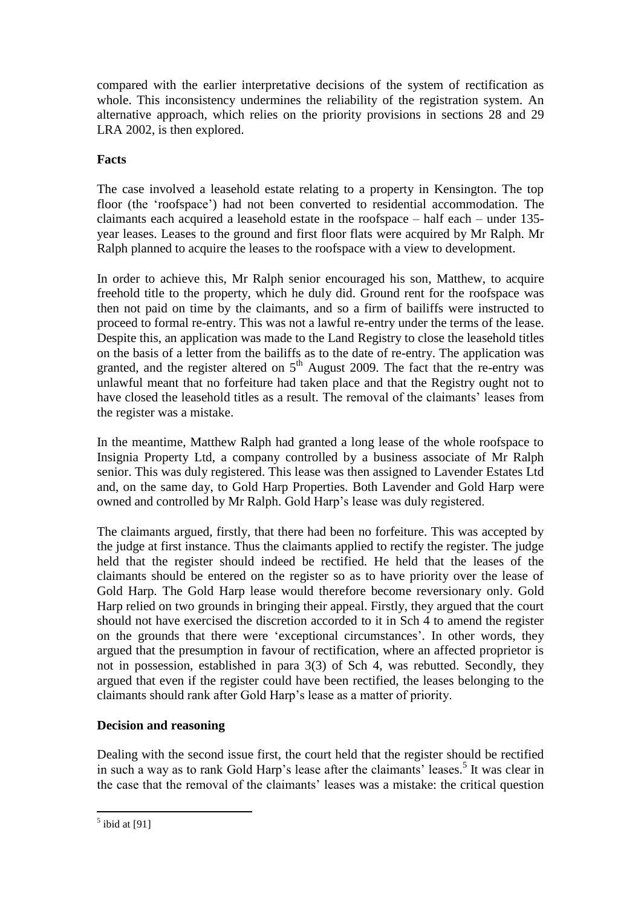compared with the earlier interpretative decisions of the system of rectification as whole. This inconsistency undermines the reliability of the registration system. An alternative approach, which relies on the priority provisions in sections 28 and 29 LRA 2002, is then explored.

## Facts

The case involved a leasehold estate relating to a property in Kensington. The top floor (the 'roofspace') had not been converted to residential accommodation. The claimants each acquired a leasehold estate in the roofspace – half each – under 135-year leases. Leases to the ground and first floor flats were acquired by Mr Ralph. Mr Ralph planned to acquire the leases to the roofspace with a view to development.

In order to achieve this, Mr Ralph senior encouraged his son, Matthew, to acquire freehold title to the property, which he duly did. Ground rent for the roofspace was then not paid on time by the claimants, and so a firm of bailiffs were instructed to proceed to formal re-entry. This was not a lawful re-entry under the terms of the lease. Despite this, an application was made to the Land Registry to close the leasehold titles on the basis of a letter from the bailiffs as to the date of re-entry. The application was granted, and the register altered on 5th August 2009. The fact that the re-entry was unlawful meant that no forfeiture had taken place and that the Registry ought not to have closed the leasehold titles as a result. The removal of the claimants' leases from the register was a mistake.

In the meantime, Matthew Ralph had granted a long lease of the whole roofspace to Insignia Property Ltd, a company controlled by a business associate of Mr Ralph senior. This was duly registered. This lease was then assigned to Lavender Estates Ltd and, on the same day, to Gold Harp Properties. Both Lavender and Gold Harp were owned and controlled by Mr Ralph. Gold Harp's lease was duly registered.

The claimants argued, firstly, that there had been no forfeiture. This was accepted by the judge at first instance. Thus the claimants applied to rectify the register. The judge held that the register should indeed be rectified. He held that the leases of the claimants should be entered on the register so as to have priority over the lease of Gold Harp. The Gold Harp lease would therefore become reversionary only. Gold Harp relied on two grounds in bringing their appeal. Firstly, they argued that the court should not have exercised the discretion accorded to it in Sch 4 to amend the register on the grounds that there were 'exceptional circumstances'. In other words, they argued that the presumption in favour of rectification, where an affected proprietor is not in possession, established in para 3(3) of Sch 4, was rebutted. Secondly, they argued that even if the register could have been rectified, the leases belonging to the claimants should rank after Gold Harp's lease as a matter of priority.

## Decision and reasoning

Dealing with the second issue first, the court held that the register should be rectified in such a way as to rank Gold Harp's lease after the claimants' leases.[5] It was clear in the case that the removal of the claimants' leases was a mistake: the critical question

[5] ibid at [91]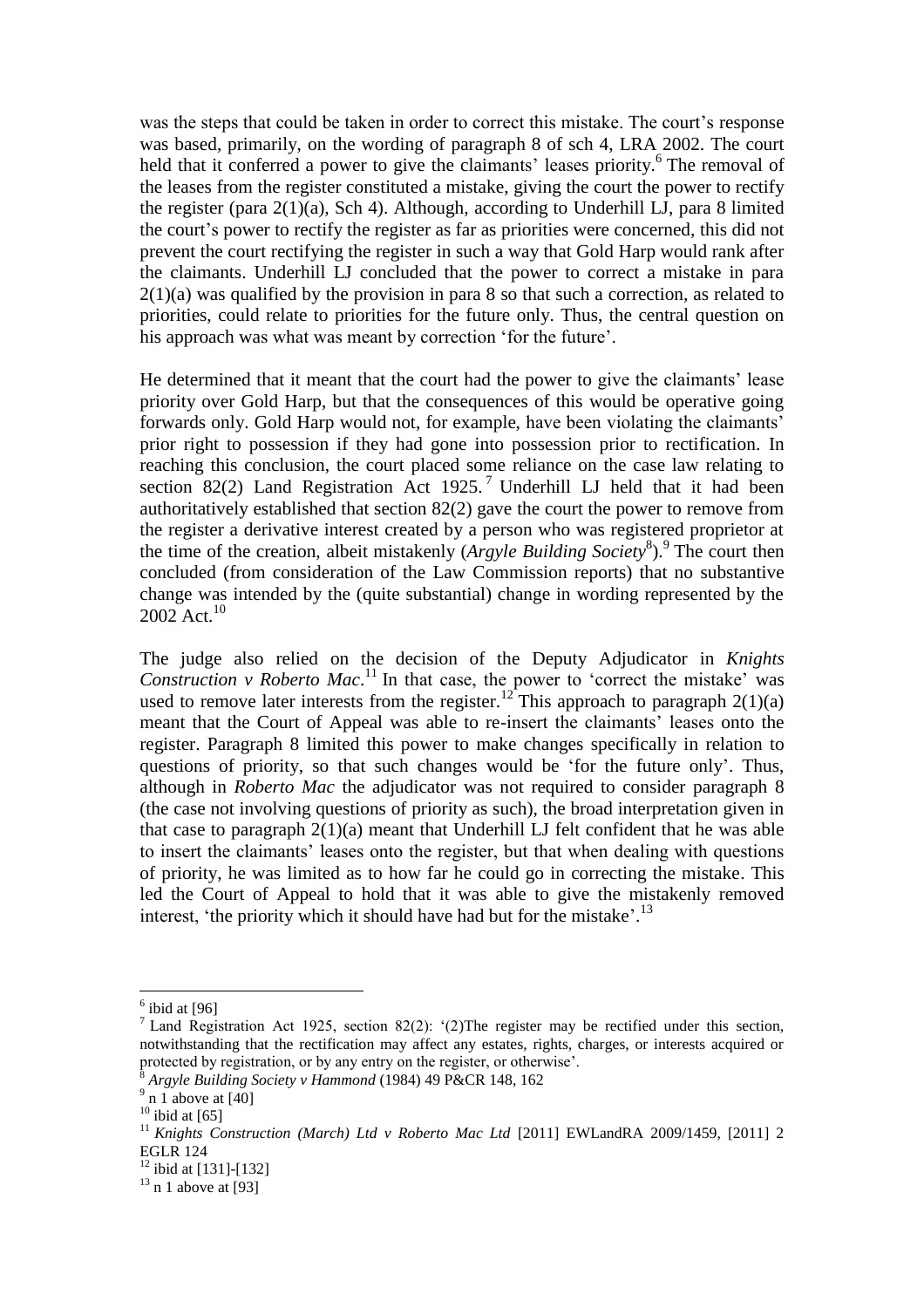was the steps that could be taken in order to correct this mistake. The court's response was based, primarily, on the wording of paragraph 8 of sch 4, LRA 2002. The court held that it conferred a power to give the claimants' leases priority.[6] The removal of the leases from the register constituted a mistake, giving the court the power to rectify the register (para 2(1)(a), Sch 4). Although, according to Underhill LJ, para 8 limited the court's power to rectify the register as far as priorities were concerned, this did not prevent the court rectifying the register in such a way that Gold Harp would rank after the claimants. Underhill LJ concluded that the power to correct a mistake in para 2(1)(a) was qualified by the provision in para 8 so that such a correction, as related to priorities, could relate to priorities for the future only. Thus, the central question on his approach was what was meant by correction 'for the future'.

He determined that it meant that the court had the power to give the claimants' lease priority over Gold Harp, but that the consequences of this would be operative going forwards only. Gold Harp would not, for example, have been violating the claimants' prior right to possession if they had gone into possession prior to rectification. In reaching this conclusion, the court placed some reliance on the case law relating to section 82(2) Land Registration Act 1925.[7] Underhill LJ held that it had been authoritatively established that section 82(2) gave the court the power to remove from the register a derivative interest created by a person who was registered proprietor at the time of the creation, albeit mistakenly (*Argyle Building Society*[8]).[9] The court then concluded (from consideration of the Law Commission reports) that no substantive change was intended by the (quite substantial) change in wording represented by the 2002 Act.[10]

The judge also relied on the decision of the Deputy Adjudicator in *Knights Construction v Roberto Mac*.[11] In that case, the power to 'correct the mistake' was used to remove later interests from the register.[12] This approach to paragraph 2(1)(a) meant that the Court of Appeal was able to re-insert the claimants' leases onto the register. Paragraph 8 limited this power to make changes specifically in relation to questions of priority, so that such changes would be 'for the future only'. Thus, although in *Roberto Mac* the adjudicator was not required to consider paragraph 8 (the case not involving questions of priority as such), the broad interpretation given in that case to paragraph 2(1)(a) meant that Underhill LJ felt confident that he was able to insert the claimants' leases onto the register, but that when dealing with questions of priority, he was limited as to how far he could go in correcting the mistake. This led the Court of Appeal to hold that it was able to give the mistakenly removed interest, 'the priority which it should have had but for the mistake'.[13]

---

[6] ibid at [96]

[7] Land Registration Act 1925, section 82(2): '(2)The register may be rectified under this section, notwithstanding that the rectification may affect any estates, rights, charges, or interests acquired or protected by registration, or by any entry on the register, or otherwise'.

[8] *Argyle Building Society v Hammond* (1984) 49 P&CR 148, 162

[9] n 1 above at [40]

[10] ibid at [65]

[11] *Knights Construction (March) Ltd v Roberto Mac Ltd* [2011] EWLandRA 2009/1459, [2011] 2 EGLR 124

[12] ibid at [131]-[132]

[13] n 1 above at [93]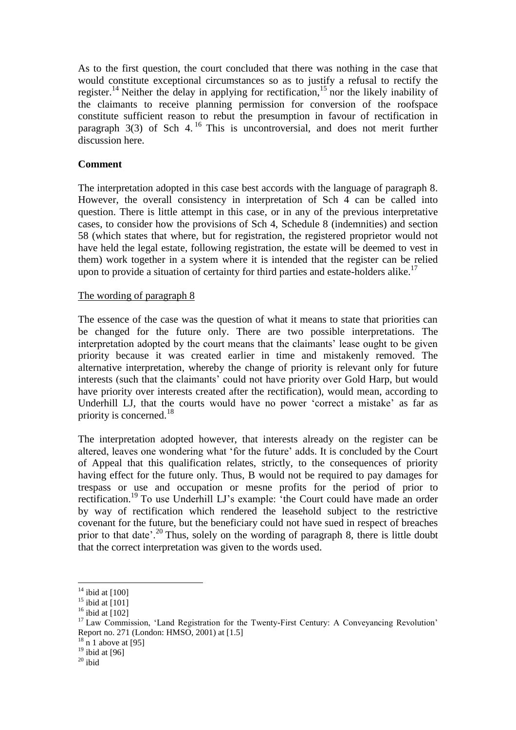As to the first question, the court concluded that there was nothing in the case that would constitute exceptional circumstances so as to justify a refusal to rectify the register.[14] Neither the delay in applying for rectification,[15] nor the likely inability of the claimants to receive planning permission for conversion of the roofspace constitute sufficient reason to rebut the presumption in favour of rectification in paragraph 3(3) of Sch 4.[16] This is uncontroversial, and does not merit further discussion here.

**Comment**

The interpretation adopted in this case best accords with the language of paragraph 8. However, the overall consistency in interpretation of Sch 4 can be called into question. There is little attempt in this case, or in any of the previous interpretative cases, to consider how the provisions of Sch 4, Schedule 8 (indemnities) and section 58 (which states that where, but for registration, the registered proprietor would not have held the legal estate, following registration, the estate will be deemed to vest in them) work together in a system where it is intended that the register can be relied upon to provide a situation of certainty for third parties and estate-holders alike.[17]

<u>The wording of paragraph 8</u>

The essence of the case was the question of what it means to state that priorities can be changed for the future only. There are two possible interpretations. The interpretation adopted by the court means that the claimants' lease ought to be given priority because it was created earlier in time and mistakenly removed. The alternative interpretation, whereby the change of priority is relevant only for future interests (such that the claimants' could not have priority over Gold Harp, but would have priority over interests created after the rectification), would mean, according to Underhill LJ, that the courts would have no power 'correct a mistake' as far as priority is concerned.[18]

The interpretation adopted however, that interests already on the register can be altered, leaves one wondering what 'for the future' adds. It is concluded by the Court of Appeal that this qualification relates, strictly, to the consequences of priority having effect for the future only. Thus, B would not be required to pay damages for trespass or use and occupation or mesne profits for the period of prior to rectification.[19] To use Underhill LJ's example: 'the Court could have made an order by way of rectification which rendered the leasehold subject to the restrictive covenant for the future, but the beneficiary could not have sued in respect of breaches prior to that date'.[20] Thus, solely on the wording of paragraph 8, there is little doubt that the correct interpretation was given to the words used.

---

[14] ibid at [100]

[15] ibid at [101]

[16] ibid at [102]

[17] Law Commission, 'Land Registration for the Twenty-First Century: A Conveyancing Revolution' Report no. 271 (London: HMSO, 2001) at [1.5]

[18] n 1 above at [95]

[19] ibid at [96]

[20] ibid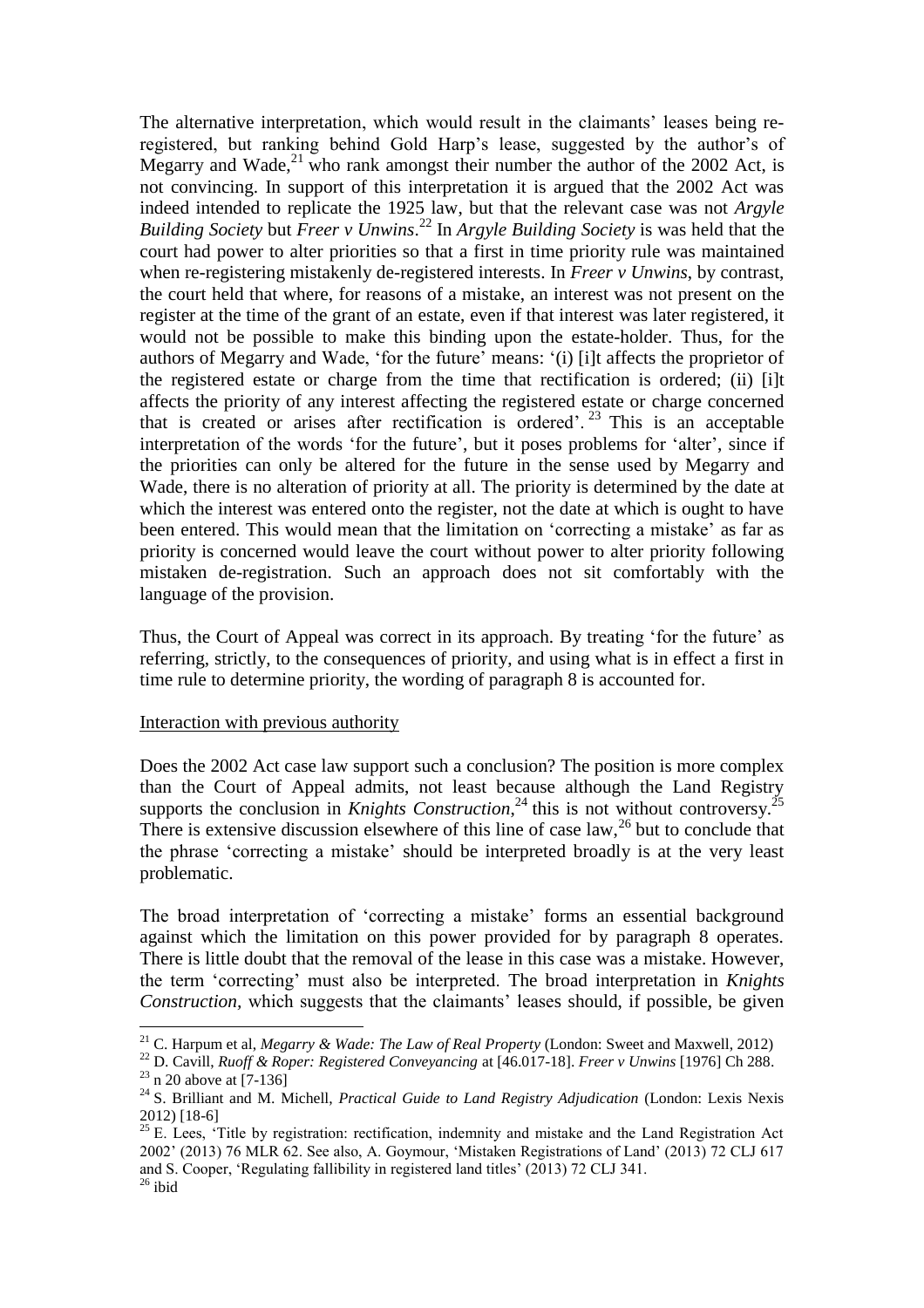The alternative interpretation, which would result in the claimants' leases being re-registered, but ranking behind Gold Harp's lease, suggested by the author's of Megarry and Wade,[21] who rank amongst their number the author of the 2002 Act, is not convincing. In support of this interpretation it is argued that the 2002 Act was indeed intended to replicate the 1925 law, but that the relevant case was not *Argyle Building Society* but *Freer v Unwins*.[22] In *Argyle Building Society* is was held that the court had power to alter priorities so that a first in time priority rule was maintained when re-registering mistakenly de-registered interests. In *Freer v Unwins*, by contrast, the court held that where, for reasons of a mistake, an interest was not present on the register at the time of the grant of an estate, even if that interest was later registered, it would not be possible to make this binding upon the estate-holder. Thus, for the authors of Megarry and Wade, 'for the future' means: '(i) [i]t affects the proprietor of the registered estate or charge from the time that rectification is ordered; (ii) [i]t affects the priority of any interest affecting the registered estate or charge concerned that is created or arises after rectification is ordered'.[23] This is an acceptable interpretation of the words 'for the future', but it poses problems for 'alter', since if the priorities can only be altered for the future in the sense used by Megarry and Wade, there is no alteration of priority at all. The priority is determined by the date at which the interest was entered onto the register, not the date at which is ought to have been entered. This would mean that the limitation on 'correcting a mistake' as far as priority is concerned would leave the court without power to alter priority following mistaken de-registration. Such an approach does not sit comfortably with the language of the provision.

Thus, the Court of Appeal was correct in its approach. By treating 'for the future' as referring, strictly, to the consequences of priority, and using what is in effect a first in time rule to determine priority, the wording of paragraph 8 is accounted for.

<u>Interaction with previous authority</u>

Does the 2002 Act case law support such a conclusion? The position is more complex than the Court of Appeal admits, not least because although the Land Registry supports the conclusion in *Knights Construction*,[24] this is not without controversy.[25] There is extensive discussion elsewhere of this line of case law,[26] but to conclude that the phrase 'correcting a mistake' should be interpreted broadly is at the very least problematic.

The broad interpretation of 'correcting a mistake' forms an essential background against which the limitation on this power provided for by paragraph 8 operates. There is little doubt that the removal of the lease in this case was a mistake. However, the term 'correcting' must also be interpreted. The broad interpretation in *Knights Construction*, which suggests that the claimants' leases should, if possible, be given

---

[21] C. Harpum et al, *Megarry & Wade: The Law of Real Property* (London: Sweet and Maxwell, 2012)

[22] D. Cavill, *Ruoff & Roper: Registered Conveyancing* at [46.017-18]. *Freer v Unwins* [1976] Ch 288.

[23] n 20 above at [7-136]

[24] S. Brilliant and M. Michell, *Practical Guide to Land Registry Adjudication* (London: Lexis Nexis 2012) [18-6]

[25] E. Lees, 'Title by registration: rectification, indemnity and mistake and the Land Registration Act 2002' (2013) 76 MLR 62. See also, A. Goymour, 'Mistaken Registrations of Land' (2013) 72 CLJ 617 and S. Cooper, 'Regulating fallibility in registered land titles' (2013) 72 CLJ 341.

[26] ibid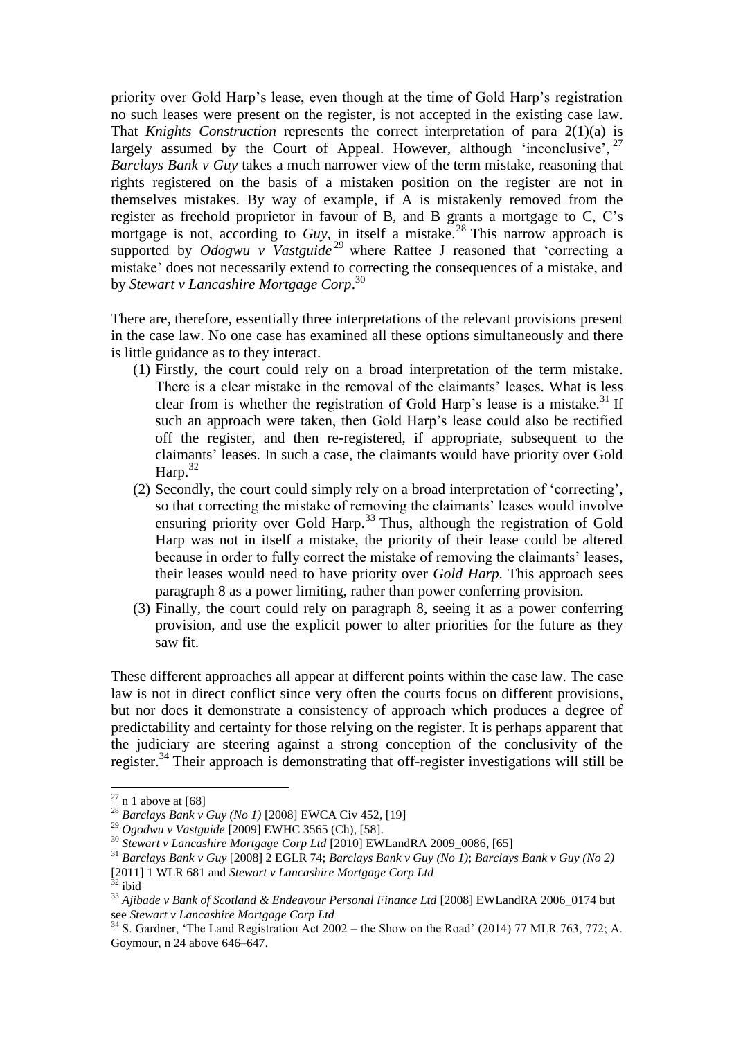priority over Gold Harp's lease, even though at the time of Gold Harp's registration no such leases were present on the register, is not accepted in the existing case law. That *Knights Construction* represents the correct interpretation of para 2(1)(a) is largely assumed by the Court of Appeal. However, although 'inconclusive',[27] *Barclays Bank v Guy* takes a much narrower view of the term mistake, reasoning that rights registered on the basis of a mistaken position on the register are not in themselves mistakes. By way of example, if A is mistakenly removed from the register as freehold proprietor in favour of B, and B grants a mortgage to C, C's mortgage is not, according to *Guy*, in itself a mistake.[28] This narrow approach is supported by *Odogwu v Vastguide*[29] where Rattee J reasoned that 'correcting a mistake' does not necessarily extend to correcting the consequences of a mistake, and by *Stewart v Lancashire Mortgage Corp*.[30]

There are, therefore, essentially three interpretations of the relevant provisions present in the case law. No one case has examined all these options simultaneously and there is little guidance as to they interact.

(1) Firstly, the court could rely on a broad interpretation of the term mistake. There is a clear mistake in the removal of the claimants' leases. What is less clear from is whether the registration of Gold Harp's lease is a mistake.[31] If such an approach were taken, then Gold Harp's lease could also be rectified off the register, and then re-registered, if appropriate, subsequent to the claimants' leases. In such a case, the claimants would have priority over Gold Harp.[32]
(2) Secondly, the court could simply rely on a broad interpretation of 'correcting', so that correcting the mistake of removing the claimants' leases would involve ensuring priority over Gold Harp.[33] Thus, although the registration of Gold Harp was not in itself a mistake, the priority of their lease could be altered because in order to fully correct the mistake of removing the claimants' leases, their leases would need to have priority over *Gold Harp*. This approach sees paragraph 8 as a power limiting, rather than power conferring provision.
(3) Finally, the court could rely on paragraph 8, seeing it as a power conferring provision, and use the explicit power to alter priorities for the future as they saw fit.

These different approaches all appear at different points within the case law. The case law is not in direct conflict since very often the courts focus on different provisions, but nor does it demonstrate a consistency of approach which produces a degree of predictability and certainty for those relying on the register. It is perhaps apparent that the judiciary are steering against a strong conception of the conclusivity of the register.[34] Their approach is demonstrating that off-register investigations will still be

---

[27] n 1 above at [68]

[28] *Barclays Bank v Guy (No 1)* [2008] EWCA Civ 452, [19]

[29] *Ogodwu v Vastguide* [2009] EWHC 3565 (Ch), [58].

[30] *Stewart v Lancashire Mortgage Corp Ltd* [2010] EWLandRA 2009_0086, [65]

[31] *Barclays Bank v Guy* [2008] 2 EGLR 74; *Barclays Bank v Guy (No 1)*; *Barclays Bank v Guy (No 2)* [2011] 1 WLR 681 and *Stewart v Lancashire Mortgage Corp Ltd*

[32] ibid

[33] *Ajibade v Bank of Scotland & Endeavour Personal Finance Ltd* [2008] EWLandRA 2006_0174 but see *Stewart v Lancashire Mortgage Corp Ltd*

[34] S. Gardner, 'The Land Registration Act 2002 – the Show on the Road' (2014) 77 MLR 763, 772; A. Goymour, n 24 above 646–647.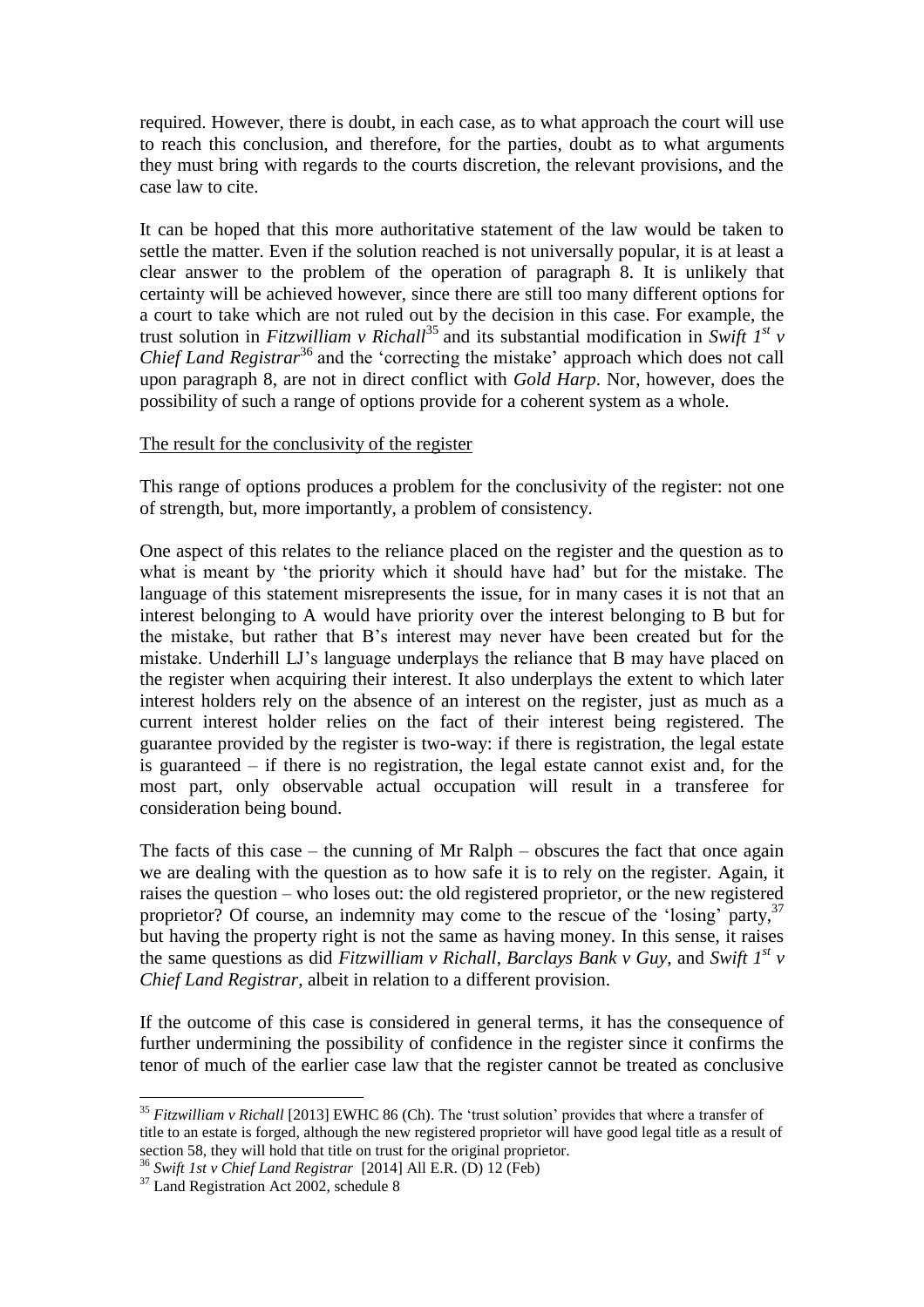required. However, there is doubt, in each case, as to what approach the court will use to reach this conclusion, and therefore, for the parties, doubt as to what arguments they must bring with regards to the courts discretion, the relevant provisions, and the case law to cite.

It can be hoped that this more authoritative statement of the law would be taken to settle the matter. Even if the solution reached is not universally popular, it is at least a clear answer to the problem of the operation of paragraph 8. It is unlikely that certainty will be achieved however, since there are still too many different options for a court to take which are not ruled out by the decision in this case. For example, the trust solution in *Fitzwilliam v Richall*[35] and its substantial modification in *Swift 1st v Chief Land Registrar*[36] and the 'correcting the mistake' approach which does not call upon paragraph 8, are not in direct conflict with *Gold Harp*. Nor, however, does the possibility of such a range of options provide for a coherent system as a whole.

<u>The result for the conclusivity of the register</u>

This range of options produces a problem for the conclusivity of the register: not one of strength, but, more importantly, a problem of consistency.

One aspect of this relates to the reliance placed on the register and the question as to what is meant by 'the priority which it should have had' but for the mistake. The language of this statement misrepresents the issue, for in many cases it is not that an interest belonging to A would have priority over the interest belonging to B but for the mistake, but rather that B's interest may never have been created but for the mistake. Underhill LJ's language underplays the reliance that B may have placed on the register when acquiring their interest. It also underplays the extent to which later interest holders rely on the absence of an interest on the register, just as much as a current interest holder relies on the fact of their interest being registered. The guarantee provided by the register is two-way: if there is registration, the legal estate is guaranteed – if there is no registration, the legal estate cannot exist and, for the most part, only observable actual occupation will result in a transferee for consideration being bound.

The facts of this case – the cunning of Mr Ralph – obscures the fact that once again we are dealing with the question as to how safe it is to rely on the register. Again, it raises the question – who loses out: the old registered proprietor, or the new registered proprietor? Of course, an indemnity may come to the rescue of the 'losing' party,[37] but having the property right is not the same as having money. In this sense, it raises the same questions as did *Fitzwilliam v Richall*, *Barclays Bank v Guy*, and *Swift 1st v Chief Land Registrar*, albeit in relation to a different provision.

If the outcome of this case is considered in general terms, it has the consequence of further undermining the possibility of confidence in the register since it confirms the tenor of much of the earlier case law that the register cannot be treated as conclusive

---

[35] *Fitzwilliam v Richall* [2013] EWHC 86 (Ch). The 'trust solution' provides that where a transfer of title to an estate is forged, although the new registered proprietor will have good legal title as a result of section 58, they will hold that title on trust for the original proprietor.

[36] *Swift 1st v Chief Land Registrar* [2014] All E.R. (D) 12 (Feb)

[37] Land Registration Act 2002, schedule 8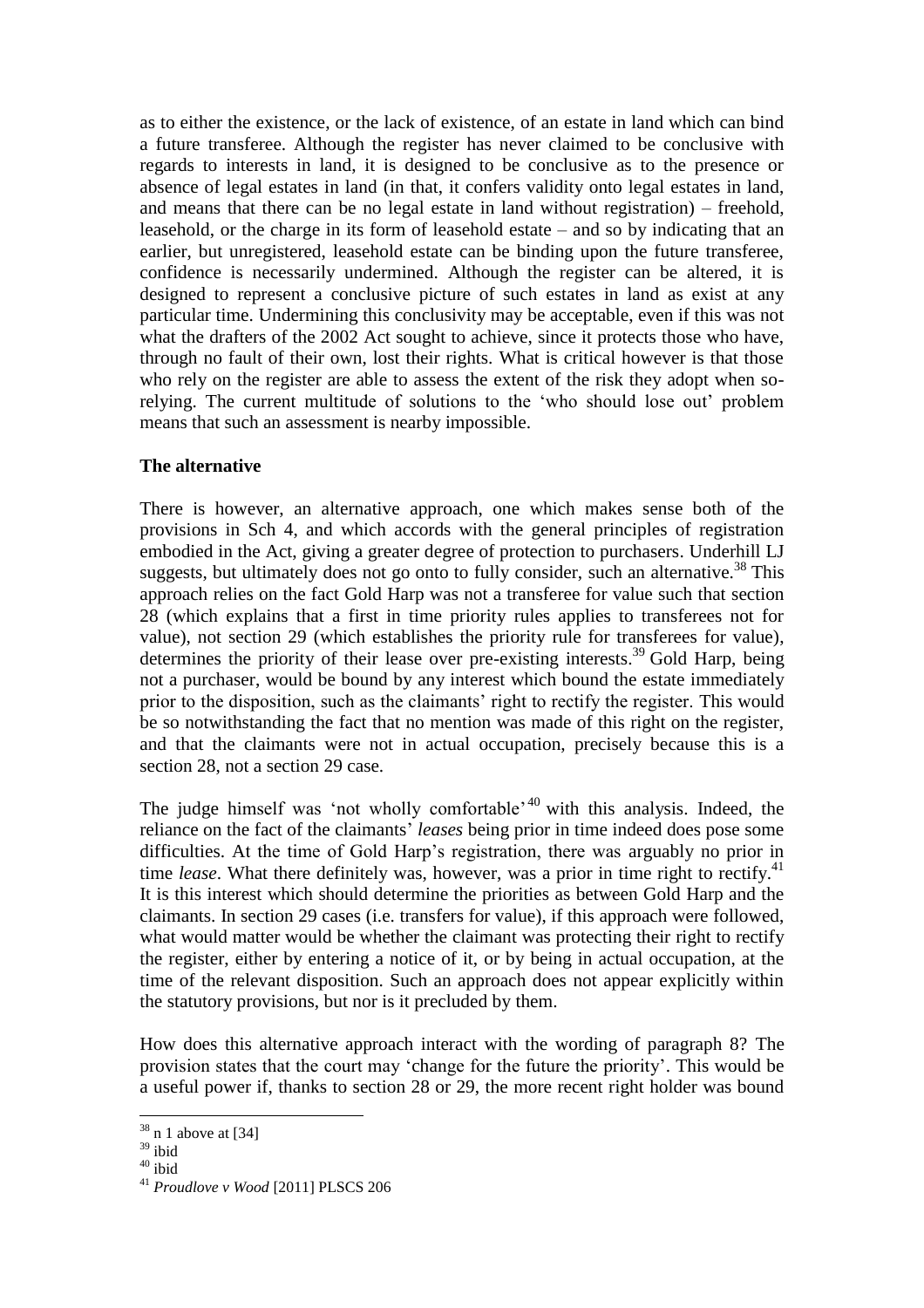as to either the existence, or the lack of existence, of an estate in land which can bind a future transferee. Although the register has never claimed to be conclusive with regards to interests in land, it is designed to be conclusive as to the presence or absence of legal estates in land (in that, it confers validity onto legal estates in land, and means that there can be no legal estate in land without registration) – freehold, leasehold, or the charge in its form of leasehold estate – and so by indicating that an earlier, but unregistered, leasehold estate can be binding upon the future transferee, confidence is necessarily undermined. Although the register can be altered, it is designed to represent a conclusive picture of such estates in land as exist at any particular time. Undermining this conclusivity may be acceptable, even if this was not what the drafters of the 2002 Act sought to achieve, since it protects those who have, through no fault of their own, lost their rights. What is critical however is that those who rely on the register are able to assess the extent of the risk they adopt when so-relying. The current multitude of solutions to the 'who should lose out' problem means that such an assessment is nearby impossible.

**The alternative**

There is however, an alternative approach, one which makes sense both of the provisions in Sch 4, and which accords with the general principles of registration embodied in the Act, giving a greater degree of protection to purchasers. Underhill LJ suggests, but ultimately does not go onto to fully consider, such an alternative.[38] This approach relies on the fact Gold Harp was not a transferee for value such that section 28 (which explains that a first in time priority rules applies to transferees not for value), not section 29 (which establishes the priority rule for transferees for value), determines the priority of their lease over pre-existing interests.[39] Gold Harp, being not a purchaser, would be bound by any interest which bound the estate immediately prior to the disposition, such as the claimants' right to rectify the register. This would be so notwithstanding the fact that no mention was made of this right on the register, and that the claimants were not in actual occupation, precisely because this is a section 28, not a section 29 case.

The judge himself was 'not wholly comfortable'[40] with this analysis. Indeed, the reliance on the fact of the claimants' *leases* being prior in time indeed does pose some difficulties. At the time of Gold Harp's registration, there was arguably no prior in time *lease*. What there definitely was, however, was a prior in time right to rectify.[41] It is this interest which should determine the priorities as between Gold Harp and the claimants. In section 29 cases (i.e. transfers for value), if this approach were followed, what would matter would be whether the claimant was protecting their right to rectify the register, either by entering a notice of it, or by being in actual occupation, at the time of the relevant disposition. Such an approach does not appear explicitly within the statutory provisions, but nor is it precluded by them.

How does this alternative approach interact with the wording of paragraph 8? The provision states that the court may 'change for the future the priority'. This would be a useful power if, thanks to section 28 or 29, the more recent right holder was bound

---

[38] n 1 above at [34]

[39] ibid

[40] ibid

[41] *Proudlove v Wood* [2011] PLSCS 206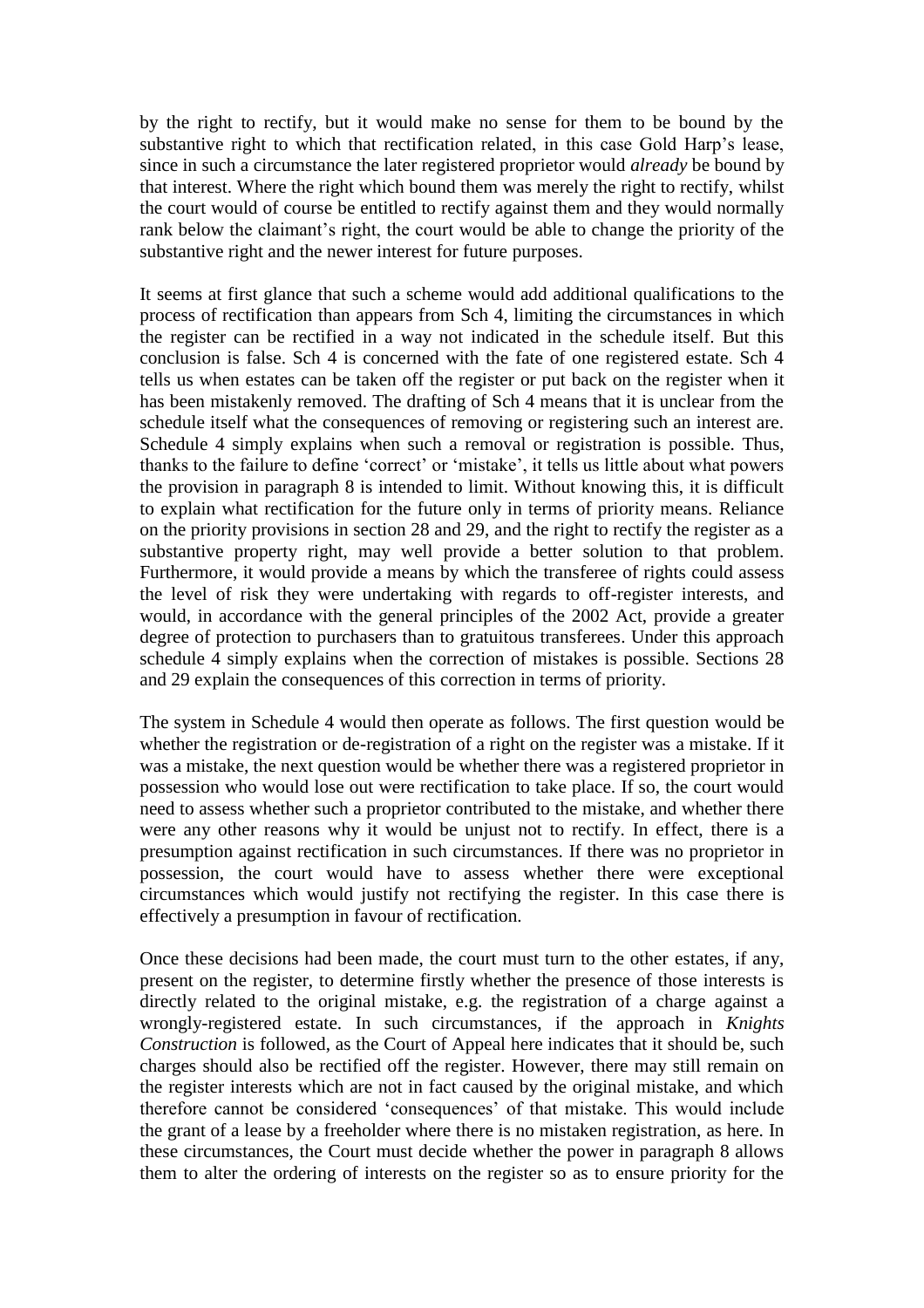by the right to rectify, but it would make no sense for them to be bound by the substantive right to which that rectification related, in this case Gold Harp's lease, since in such a circumstance the later registered proprietor would *already* be bound by that interest. Where the right which bound them was merely the right to rectify, whilst the court would of course be entitled to rectify against them and they would normally rank below the claimant's right, the court would be able to change the priority of the substantive right and the newer interest for future purposes.

It seems at first glance that such a scheme would add additional qualifications to the process of rectification than appears from Sch 4, limiting the circumstances in which the register can be rectified in a way not indicated in the schedule itself. But this conclusion is false. Sch 4 is concerned with the fate of one registered estate. Sch 4 tells us when estates can be taken off the register or put back on the register when it has been mistakenly removed. The drafting of Sch 4 means that it is unclear from the schedule itself what the consequences of removing or registering such an interest are. Schedule 4 simply explains when such a removal or registration is possible. Thus, thanks to the failure to define 'correct' or 'mistake', it tells us little about what powers the provision in paragraph 8 is intended to limit. Without knowing this, it is difficult to explain what rectification for the future only in terms of priority means. Reliance on the priority provisions in section 28 and 29, and the right to rectify the register as a substantive property right, may well provide a better solution to that problem. Furthermore, it would provide a means by which the transferee of rights could assess the level of risk they were undertaking with regards to off-register interests, and would, in accordance with the general principles of the 2002 Act, provide a greater degree of protection to purchasers than to gratuitous transferees. Under this approach schedule 4 simply explains when the correction of mistakes is possible. Sections 28 and 29 explain the consequences of this correction in terms of priority.

The system in Schedule 4 would then operate as follows. The first question would be whether the registration or de-registration of a right on the register was a mistake. If it was a mistake, the next question would be whether there was a registered proprietor in possession who would lose out were rectification to take place. If so, the court would need to assess whether such a proprietor contributed to the mistake, and whether there were any other reasons why it would be unjust not to rectify. In effect, there is a presumption against rectification in such circumstances. If there was no proprietor in possession, the court would have to assess whether there were exceptional circumstances which would justify not rectifying the register. In this case there is effectively a presumption in favour of rectification.

Once these decisions had been made, the court must turn to the other estates, if any, present on the register, to determine firstly whether the presence of those interests is directly related to the original mistake, e.g. the registration of a charge against a wrongly-registered estate. In such circumstances, if the approach in *Knights Construction* is followed, as the Court of Appeal here indicates that it should be, such charges should also be rectified off the register. However, there may still remain on the register interests which are not in fact caused by the original mistake, and which therefore cannot be considered 'consequences' of that mistake. This would include the grant of a lease by a freeholder where there is no mistaken registration, as here. In these circumstances, the Court must decide whether the power in paragraph 8 allows them to alter the ordering of interests on the register so as to ensure priority for the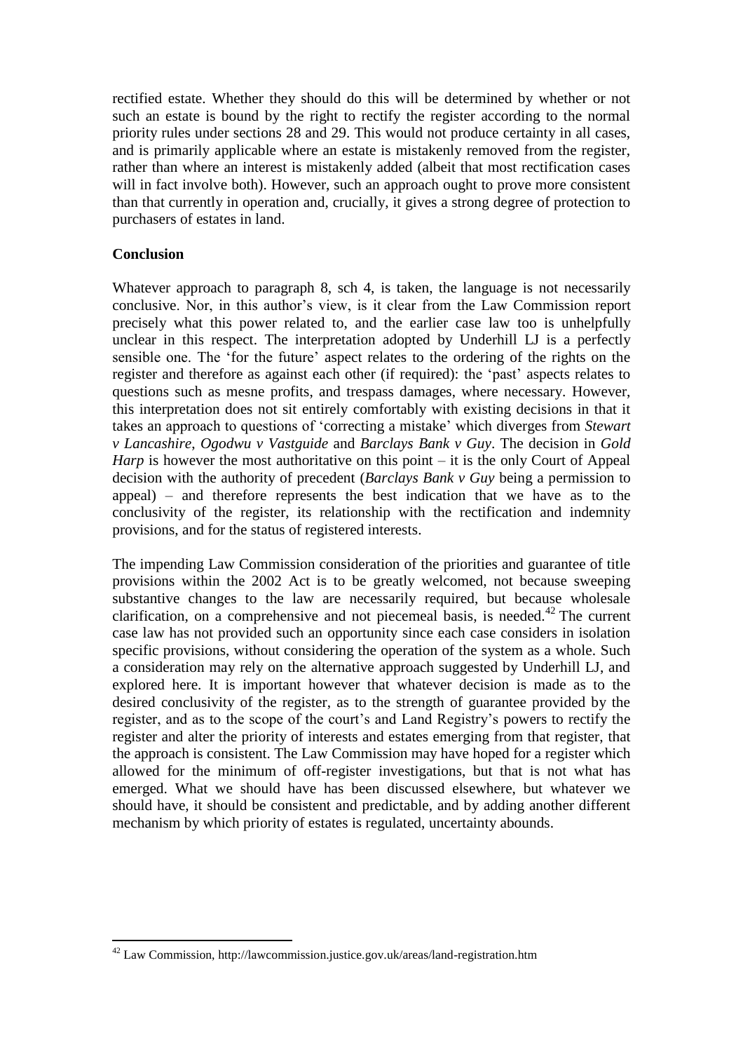rectified estate. Whether they should do this will be determined by whether or not such an estate is bound by the right to rectify the register according to the normal priority rules under sections 28 and 29. This would not produce certainty in all cases, and is primarily applicable where an estate is mistakenly removed from the register, rather than where an interest is mistakenly added (albeit that most rectification cases will in fact involve both). However, such an approach ought to prove more consistent than that currently in operation and, crucially, it gives a strong degree of protection to purchasers of estates in land.

## Conclusion

Whatever approach to paragraph 8, sch 4, is taken, the language is not necessarily conclusive. Nor, in this author's view, is it clear from the Law Commission report precisely what this power related to, and the earlier case law too is unhelpfully unclear in this respect. The interpretation adopted by Underhill LJ is a perfectly sensible one. The 'for the future' aspect relates to the ordering of the rights on the register and therefore as against each other (if required): the 'past' aspects relates to questions such as mesne profits, and trespass damages, where necessary. However, this interpretation does not sit entirely comfortably with existing decisions in that it takes an approach to questions of 'correcting a mistake' which diverges from *Stewart v Lancashire*, *Ogodwu v Vastguide* and *Barclays Bank v Guy*. The decision in *Gold Harp* is however the most authoritative on this point – it is the only Court of Appeal decision with the authority of precedent (*Barclays Bank v Guy* being a permission to appeal) – and therefore represents the best indication that we have as to the conclusivity of the register, its relationship with the rectification and indemnity provisions, and for the status of registered interests.

The impending Law Commission consideration of the priorities and guarantee of title provisions within the 2002 Act is to be greatly welcomed, not because sweeping substantive changes to the law are necessarily required, but because wholesale clarification, on a comprehensive and not piecemeal basis, is needed.[42] The current case law has not provided such an opportunity since each case considers in isolation specific provisions, without considering the operation of the system as a whole. Such a consideration may rely on the alternative approach suggested by Underhill LJ, and explored here. It is important however that whatever decision is made as to the desired conclusivity of the register, as to the strength of guarantee provided by the register, and as to the scope of the court's and Land Registry's powers to rectify the register and alter the priority of interests and estates emerging from that register, that the approach is consistent. The Law Commission may have hoped for a register which allowed for the minimum of off-register investigations, but that is not what has emerged. What we should have has been discussed elsewhere, but whatever we should have, it should be consistent and predictable, and by adding another different mechanism by which priority of estates is regulated, uncertainty abounds.

---

[42] Law Commission, http://lawcommission.justice.gov.uk/areas/land-registration.htm